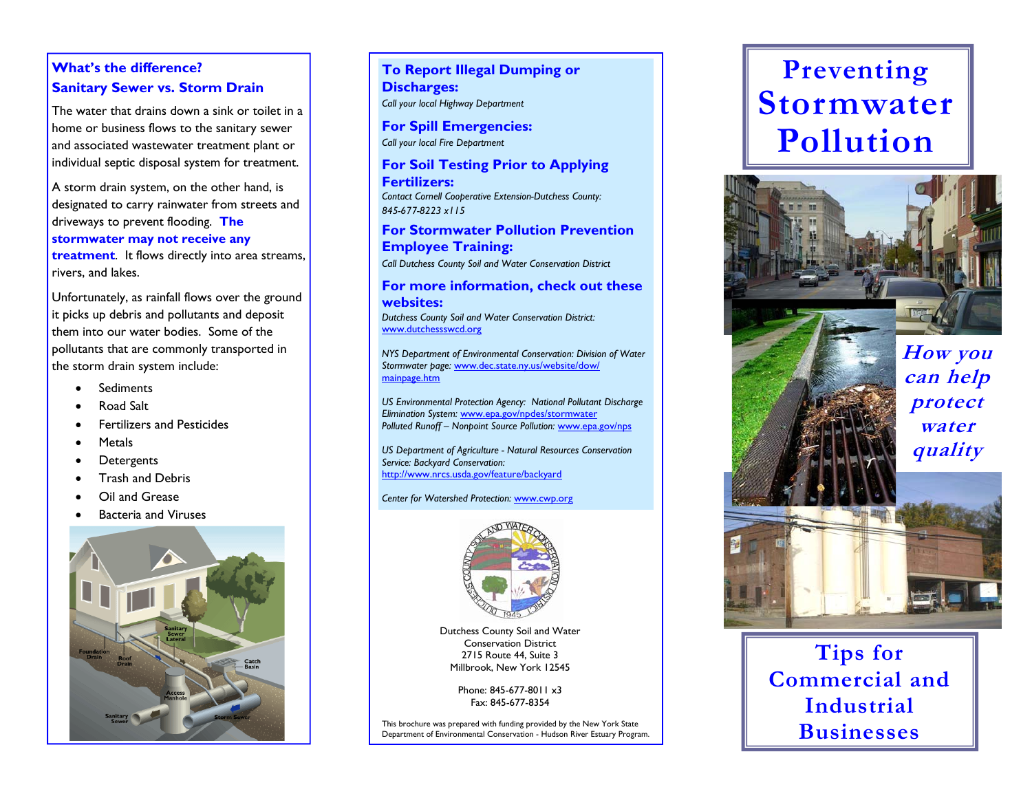## What's the difference?
## Sanitary Sewer vs. Storm Drain

The water that drains down a sink or toilet in a home or business flows to the sanitary sewer and associated wastewater treatment plant or individual septic disposal system for treatment.

A storm drain system, on the other hand, is designated to carry rainwater from streets and driveways to prevent flooding. **The stormwater may not receive any treatment**. It flows directly into area streams, rivers, and lakes.

Unfortunately, as rainfall flows over the ground it picks up debris and pollutants and deposit them into our water bodies. Some of the pollutants that are commonly transported in the storm drain system include:

- Sediments
- Road Salt
- Fertilizers and Pesticides
- Metals
- Detergents
- Trash and Debris
- Oil and Grease
- Bacteria and Viruses

### To Report Illegal Dumping or Discharges:

*Call your local Highway Department*

### For Spill Emergencies:

*Call your local Fire Department*

### For Soil Testing Prior to Applying Fertilizers:

*Contact Cornell Cooperative Extension-Dutchess County: 845-677-8223 x115*

### For Stormwater Pollution Prevention Employee Training:

*Call Dutchess County Soil and Water Conservation District*

### For more information, check out these websites:

*Dutchess County Soil and Water Conservation District:* www.dutchessswcd.org

*NYS Department of Environmental Conservation: Division of Water Stormwater page:* www.dec.state.ny.us/website/dow/mainpage.htm

*US Environmental Protection Agency: National Pollutant Discharge Elimination System:* www.epa.gov/npdes/stormwater
*Polluted Runoff – Nonpoint Source Pollution:* www.epa.gov/nps

*US Department of Agriculture - Natural Resources Conservation Service: Backyard Conservation:* http://www.nrcs.usda.gov/feature/backyard

*Center for Watershed Protection:* www.cwp.org

Dutchess County Soil and Water Conservation District
2715 Route 44, Suite 3
Millbrook, New York 12545

Phone: 845-677-8011 x3
Fax: 845-677-8354

This brochure was prepared with funding provided by the New York State Department of Environmental Conservation - Hudson River Estuary Program.

# Preventing Stormwater Pollution

*How you can help protect water quality*

## Tips for Commercial and Industrial Businesses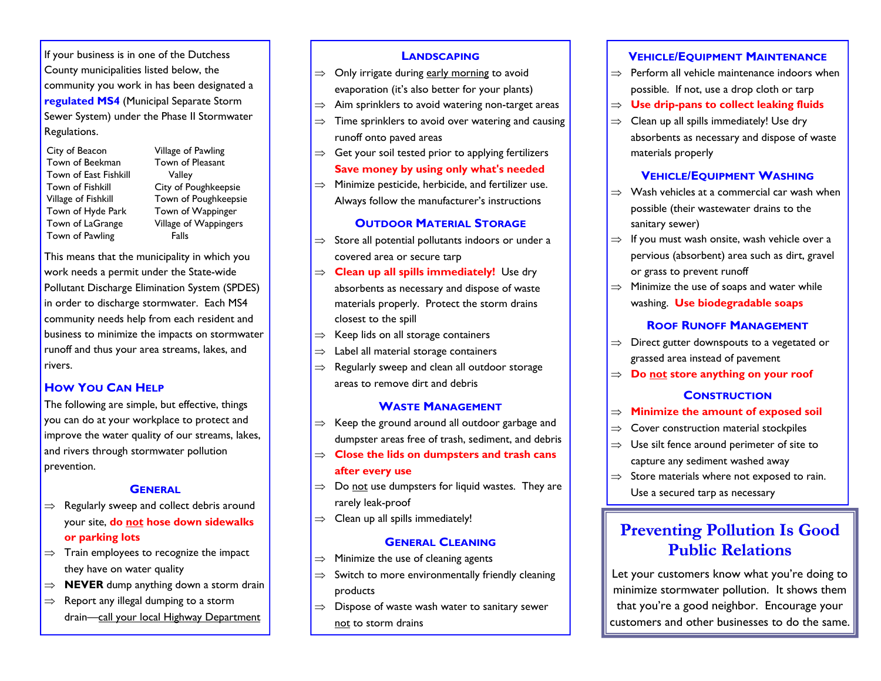If your business is in one of the Dutchess County municipalities listed below, the community you work in has been designated a **regulated MS4** (Municipal Separate Storm Sewer System) under the Phase II Stormwater Regulations.

| | |
|---|---|
| City of Beacon | Village of Pawling |
| Town of Beekman | Town of Pleasant Valley |
| Town of East Fishkill | City of Poughkeepsie |
| Town of Fishkill | Town of Poughkeepsie |
| Village of Fishkill | Town of Wappinger |
| Town of Hyde Park | Village of Wappingers Falls |
| Town of LaGrange | |
| Town of Pawling | |

This means that the municipality in which you work needs a permit under the State-wide Pollutant Discharge Elimination System (SPDES) in order to discharge stormwater. Each MS4 community needs help from each resident and business to minimize the impacts on stormwater runoff and thus your area streams, lakes, and rivers.

## How You Can Help

The following are simple, but effective, things you can do at your workplace to protect and improve the water quality of our streams, lakes, and rivers through stormwater pollution prevention.

### General

⇒ Regularly sweep and collect debris around your site, **do not hose down sidewalks or parking lots**

⇒ Train employees to recognize the impact they have on water quality

⇒ **NEVER** dump anything down a storm drain

⇒ Report any illegal dumping to a storm drain—call your local Highway Department

### Landscaping

⇒ Only irrigate during early morning to avoid evaporation (it's also better for your plants)

⇒ Aim sprinklers to avoid watering non-target areas

⇒ Time sprinklers to avoid over watering and causing runoff onto paved areas

⇒ Get your soil tested prior to applying fertilizers **Save money by using only what's needed**

⇒ Minimize pesticide, herbicide, and fertilizer use. Always follow the manufacturer's instructions

### Outdoor Material Storage

⇒ Store all potential pollutants indoors or under a covered area or secure tarp

⇒ **Clean up all spills immediately!** Use dry absorbents as necessary and dispose of waste materials properly. Protect the storm drains closest to the spill

⇒ Keep lids on all storage containers

⇒ Label all material storage containers

⇒ Regularly sweep and clean all outdoor storage areas to remove dirt and debris

### Waste Management

⇒ Keep the ground around all outdoor garbage and dumpster areas free of trash, sediment, and debris

⇒ **Close the lids on dumpsters and trash cans after every use**

⇒ Do not use dumpsters for liquid wastes. They are rarely leak-proof

⇒ Clean up all spills immediately!

### General Cleaning

⇒ Minimize the use of cleaning agents

⇒ Switch to more environmentally friendly cleaning products

⇒ Dispose of waste wash water to sanitary sewer not to storm drains

### Vehicle/Equipment Maintenance

⇒ Perform all vehicle maintenance indoors when possible. If not, use a drop cloth or tarp

⇒ **Use drip-pans to collect leaking fluids**

⇒ Clean up all spills immediately! Use dry absorbents as necessary and dispose of waste materials properly

### Vehicle/Equipment Washing

⇒ Wash vehicles at a commercial car wash when possible (their wastewater drains to the sanitary sewer)

⇒ If you must wash onsite, wash vehicle over a pervious (absorbent) area such as dirt, gravel or grass to prevent runoff

⇒ Minimize the use of soaps and water while washing. **Use biodegradable soaps**

### Roof Runoff Management

⇒ Direct gutter downspouts to a vegetated or grassed area instead of pavement

⇒ **Do not store anything on your roof**

### Construction

⇒ **Minimize the amount of exposed soil**

⇒ Cover construction material stockpiles

⇒ Use silt fence around perimeter of site to capture any sediment washed away

⇒ Store materials where not exposed to rain. Use a secured tarp as necessary

## Preventing Pollution Is Good Public Relations

Let your customers know what you're doing to minimize stormwater pollution. It shows them that you're a good neighbor. Encourage your customers and other businesses to do the same.